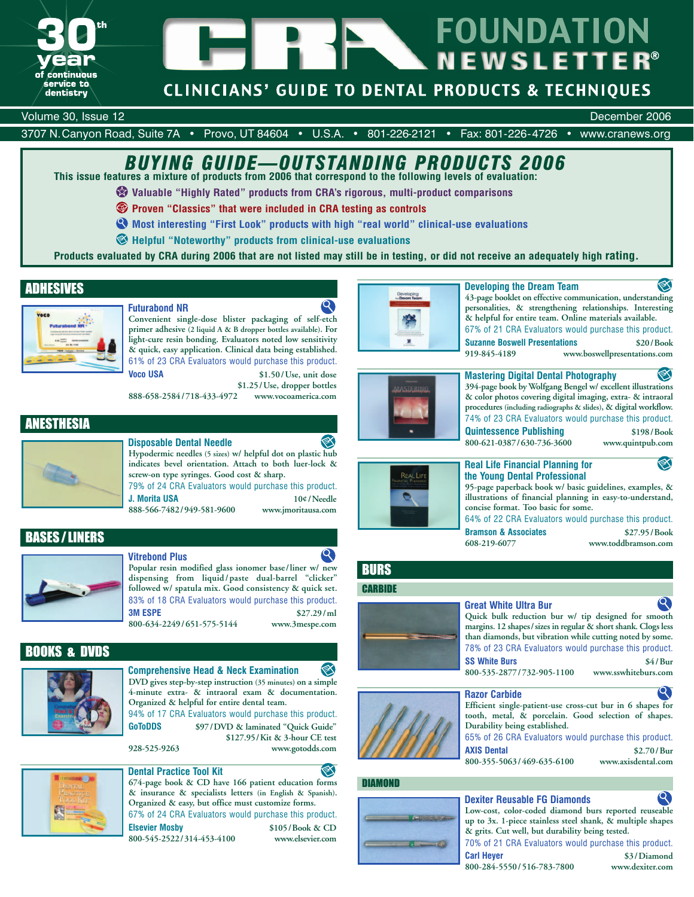# CRA FOUNDATION NEWSLETTER®

30th year of continuous service to dentistry

## CLINICIANS' GUIDE TO DENTAL PRODUCTS & TECHNIQUES

Volume 30, Issue 12 — December 2006

3707 N. Canyon Road, Suite 7A • Provo, UT 84604 • U.S.A. • 801-226-2121 • Fax: 801-226-4726 • www.cranews.org

## BUYING GUIDE—OUTSTANDING PRODUCTS 2006

**This issue features a mixture of products from 2006 that correspond to the following levels of evaluation:**

- **Valuable "Highly Rated" products from CRA's rigorous, multi-product comparisons**
- **Proven "Classics" that were included in CRA testing as controls**
- **Most interesting "First Look" products with high "real world" clinical-use evaluations**
- **Helpful "Noteworthy" products from clinical-use evaluations**

**Products evaluated by CRA during 2006 that are not listed may still be in testing, or did not receive an adequately high rating.**

## ADHESIVES

### Futurabond NR

Convenient single-dose blister packaging of self-etch primer adhesive (2 liquid A & B dropper bottles available). For light-cure resin bonding. Evaluators noted low sensitivity & quick, easy application. Clinical data being established.

61% of 23 CRA Evaluators would purchase this product.

**Voco USA** — $1.50/Use, unit dose; $1.25/Use, dropper bottles
888-658-2584/718-433-4972 — www.vocoamerica.com

## ANESTHESIA

### Disposable Dental Needle

Hypodermic needles (5 sizes) w/ helpful dot on plastic hub indicates bevel orientation. Attach to both luer-lock & screw-on type syringes. Good cost & sharp.

79% of 24 CRA Evaluators would purchase this product.

**J. Morita USA** — 10¢/Needle
888-566-7482/949-581-9600 — www.jmoritausa.com

## BASES/LINERS

### Vitrebond Plus

Popular resin modified glass ionomer base/liner w/ new dispensing from liquid/paste dual-barrel "clicker" followed w/ spatula mix. Good consistency & quick set.

83% of 18 CRA Evaluators would purchase this product.

**3M ESPE** — $27.29/ml
800-634-2249/651-575-5144 — www.3mespe.com

## BOOKS & DVDS

### Comprehensive Head & Neck Examination

DVD gives step-by-step instruction (35 minutes) on a simple 4-minute extra- & intraoral exam & documentation. Organized & helpful for entire dental team.

94% of 17 CRA Evaluators would purchase this product.

**GoToDDS** — $97/DVD & laminated "Quick Guide"; $127.95/Kit & 3-hour CE test
928-525-9263 — www.gotodds.com

### Dental Practice Tool Kit

674-page book & CD have 166 patient education forms & insurance & specialists letters (in English & Spanish). Organized & easy, but office must customize forms.

67% of 24 CRA Evaluators would purchase this product.

**Elsevier Mosby** — $105/Book & CD
800-545-2522/314-453-4100 — www.elsevier.com

### Developing the Dream Team

43-page booklet on effective communication, understanding personalities, & strengthening relationships. Interesting & helpful for entire team. Online materials available.

67% of 21 CRA Evaluators would purchase this product.

**Suzanne Boswell Presentations** — $20/Book
919-845-4189 — www.boswellpresentations.com

### Mastering Digital Dental Photography

394-page book by Wolfgang Bengel w/ excellent illustrations & color photos covering digital imaging, extra- & intraoral procedures (including radiographs & slides), & digital workflow.

74% of 23 CRA Evaluators would purchase this product.

**Quintessence Publishing** — $198/Book
800-621-0387/630-736-3600 — www.quintpub.com

### Real Life Financial Planning for the Young Dental Professional

95-page paperback book w/ basic guidelines, examples, & illustrations of financial planning in easy-to-understand, concise format. Too basic for some.

64% of 22 CRA Evaluators would purchase this product.

**Bramson & Associates** — $27.95/Book
608-219-6077 — www.toddbramson.com

## BURS

### CARBIDE

#### Great White Ultra Bur

Quick bulk reduction bur w/ tip designed for smooth margins. 12 shapes/sizes in regular & short shank. Clogs less than diamonds, but vibration while cutting noted by some.

78% of 23 CRA Evaluators would purchase this product.

**SS White Burs** — $4/Bur
800-535-2877/732-905-1100 — www.sswhiteburs.com

#### Razor Carbide

Efficient single-patient-use cross-cut bur in 6 shapes for tooth, metal, & porcelain. Good selection of shapes. Durability being established.

65% of 26 CRA Evaluators would purchase this product.

**AXIS Dental** — $2.70/Bur
800-355-5063/469-635-6100 — www.axisdental.com

### DIAMOND

#### Dexiter Reusable FG Diamonds

Low-cost, color-coded diamond burs reported reuseable up to 3x. 1-piece stainless steel shank, & multiple shapes & grits. Cut well, but durability being tested.

70% of 21 CRA Evaluators would purchase this product.

**Carl Heyer** — $3/Diamond
800-284-5550/516-783-7800 — www.dexiter.com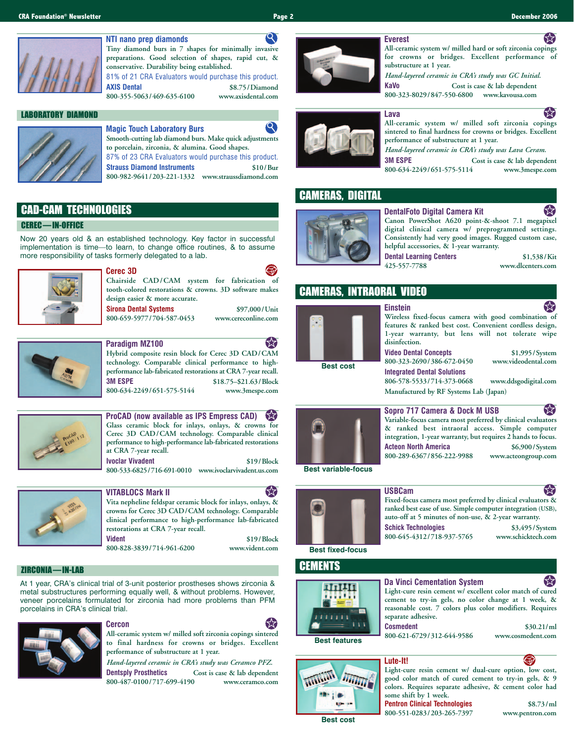### NTI nano prep diamonds

Tiny diamond burs in 7 shapes for minimally invasive preparations. Good selection of shapes, rapid cut, & conservative. Durability being established.

81% of 21 CRA Evaluators would purchase this product.

**AXIS Dental** $8.75/Diamond
800-355-5063/469-635-6100 www.axisdental.com

## LABORATORY DIAMOND

### Magic Touch Laboratory Burs

Smooth-cutting lab diamond burs. Make quick adjustments to porcelain, zirconia, & alumina. Good shapes.

87% of 23 CRA Evaluators would purchase this product.

**Strauss Diamond Instruments** $10/Bur
800-982-9641/203-221-1332 www.straussdiamond.com

# CAD-CAM TECHNOLOGIES

## CEREC—IN-OFFICE

Now 20 years old & an established technology. Key factor in successful implementation is time—to learn, to change office routines, & to assume more responsibility of tasks formerly delegated to a lab.

### Cerec 3D

Chairside CAD/CAM system for fabrication of tooth-colored restorations & crowns. 3D software makes design easier & more accurate.

**Sirona Dental Systems** $97,000/Unit
800-659-5977/704-587-0453 www.cereconline.com

### Paradigm MZ100

Hybrid composite resin block for Cerec 3D CAD/CAM technology. Comparable clinical performance to high-performance lab-fabricated restorations at CRA 7-year recall.

**3M ESPE** $18.75–$21.63/Block
800-634-2249/651-575-5144 www.3mespe.com

### ProCAD (now available as IPS Empress CAD)

Glass ceramic block for inlays, onlays, & crowns for Cerec 3D CAD/CAM technology. Comparable clinical performance to high-performance lab-fabricated restorations at CRA 7-year recall.

**Ivoclar Vivadent** $19/Block
800-533-6825/716-691-0010 www.ivoclarvivadent.us.com

### VITABLOCS Mark II

Vita nepheline feldspar ceramic block for inlays, onlays, & crowns for Cerec 3D CAD/CAM technology. Comparable clinical performance to high-performance lab-fabricated restorations at CRA 7-year recall.

**Vident** $19/Block
800-828-3839/714-961-6200 www.vident.com

## ZIRCONIA—IN-LAB

At 1 year, CRA's clinical trial of 3-unit posterior prostheses shows zirconia & metal substructures performing equally well, & without problems. However, veneer porcelains formulated for zirconia had more problems than PFM porcelains in CRA's clinical trial.

### Cercon

All-ceramic system w/ milled soft zirconia copings sintered to final hardness for crowns or bridges. Excellent performance of substructure at 1 year.

*Hand-layered ceramic in CRA's study was Ceramco PFZ.*

**Dentsply Prosthetics** Cost is case & lab dependent
800-487-0100/717-699-4190 www.ceramco.com

### Everest

All-ceramic system w/ milled hard or soft zirconia copings for crowns or bridges. Excellent performance of substructure at 1 year.

*Hand-layered ceramic in CRA's study was GC Initial.*

**KaVo** Cost is case & lab dependent
800-323-8029/847-550-6800 www.kavousa.com

### Lava

All-ceramic system w/ milled soft zirconia copings sintered to final hardness for crowns or bridges. Excellent performance of substructure at 1 year.

*Hand-layered ceramic in CRA's study was Lava Ceram.*

**3M ESPE** Cost is case & lab dependent
800-634-2249/651-575-5114 www.3mespe.com

# CAMERAS, DIGITAL

### DentalFoto Digital Camera Kit

Canon PowerShot A620 point-&-shoot 7.1 megapixel digital clinical camera w/ preprogrammed settings. Consistently had very good images. Rugged custom case, helpful accessories, & 1-year warranty.

**Dental Learning Centers** $1,538/Kit
425-557-7788 www.dlcenters.com

# CAMERAS, INTRAORAL VIDEO

### Einstein

Best cost

Wireless fixed-focus camera with good combination of features & ranked best cost. Convenient cordless design, 1-year warranty, but lens will not tolerate wipe disinfection.

**Video Dental Concepts** $1,995/System
800-323-2690/386-672-0450 www.videodental.com

**Integrated Dental Solutions**
806-578-5533/714-373-0668 www.ddsgodigital.com

Manufactured by RF Systems Lab (Japan)

### Sopro 717 Camera & Dock M USB

Best variable-focus

Variable-focus camera most preferred by clinical evaluators & ranked best intraoral access. Simple computer integration, 1-year warranty, but requires 2 hands to focus.

**Acteon North America** $6,900/System
800-289-6367/856-222-9988 www.acteongroup.com

### USBCam

Best fixed-focus

Fixed-focus camera most preferred by clinical evaluators & ranked best ease of use. Simple computer integration (USB), auto-off at 5 minutes of non-use, & 2-year warranty.

**Schick Technologies** $3,495/System
800-645-4312/718-937-5765 www.schicktech.com

# CEMENTS

### Da Vinci Cementation System

Best features

Light-cure resin cement w/ excellent color match of cured cement to try-in gels, no color change at 1 week, & reasonable cost. 7 colors plus color modifiers. Requires separate adhesive.

**Cosmedent** $30.21/ml
800-621-6729/312-644-9586 www.cosmedent.com

### Lute-It!

Best cost

Light-cure resin cement w/ dual-cure option, low cost, good color match of cured cement to try-in gels, & 9 colors. Requires separate adhesive, & cement color had some shift by 1 week.

**Pentron Clinical Technologies** $8.73/ml
800-551-0283/203-265-7397 www.pentron.com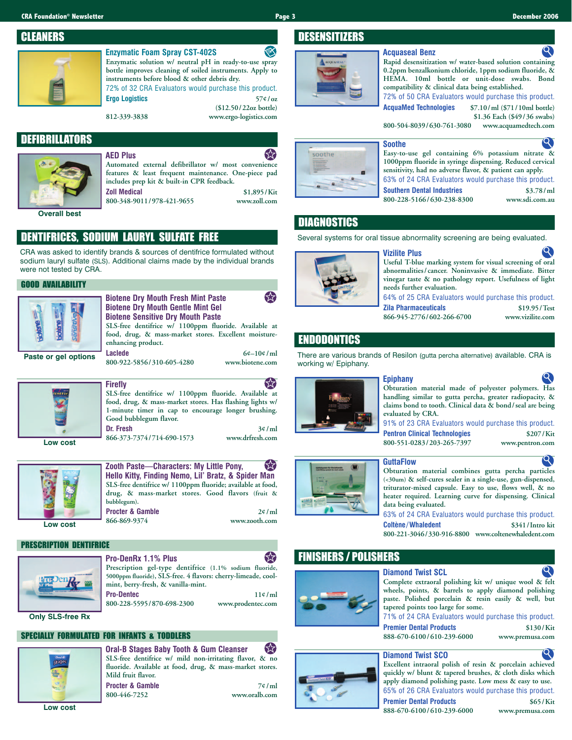## CLEANERS

### Enzymatic Foam Spray CST-402S

Enzymatic solution w/ neutral pH in ready-to-use spray bottle improves cleaning of soiled instruments. Apply to instruments before blood & other debris dry.

72% of 32 CRA Evaluators would purchase this product.

**Ergo Logistics** 57¢ / oz ($12.50 / 22oz bottle)

812-339-3838 www.ergo-logistics.com

## DEFIBRILLATORS

### AED Plus

Automated external defibrillator w/ most convenience features & least frequent maintenance. One-piece pad includes prep kit & built-in CPR feedback.

**Zoll Medical** $1,895 / Kit

800-348-9011 / 978-421-9655 www.zoll.com

Overall best

## DENTIFRICES, SODIUM LAURYL SULFATE FREE

CRA was asked to identify brands & sources of dentifrice formulated without sodium lauryl sulfate (SLS). Additional claims made by the individual brands were not tested by CRA.

### GOOD AVAILABILITY

#### Biotene Dry Mouth Fresh Mint Paste
#### Biotene Dry Mouth Gentle Mint Gel
#### Biotene Sensitive Dry Mouth Paste

SLS-free dentifrice w/ 1100ppm fluoride. Available at food, drug, & mass-market stores. Excellent moisture-enhancing product.

**Laclede** 6¢–10¢ / ml

800-922-5856 / 310-605-4280 www.biotene.com

Paste or gel options

#### Firefly

SLS-free dentifrice w/ 1100ppm fluoride. Available at food, drug, & mass-market stores. Has flashing lights w/ 1-minute timer in cap to encourage longer brushing. Good bubblegum flavor.

**Dr. Fresh** 3¢ / ml

866-373-7374 / 714-690-1573 www.drfresh.com

Low cost

#### Zooth Paste—Characters: My Little Pony, Hello Kitty, Finding Nemo, Lil' Bratz, & Spider Man

SLS-free dentifrice w/ 1100ppm fluoride; available at food, drug, & mass-market stores. Good flavors (fruit & bubblegum).

**Procter & Gamble** 2¢ / ml

866-869-9374 www.zooth.com

Low cost

### PRESCRIPTION DENTIFRICE

#### Pro-DenRx 1.1% Plus

Prescription gel-type dentifrice (1.1% sodium fluoride, 5000ppm fluoride), SLS-free. 4 flavors: cherry-limeade, cool-mint, berry-fresh, & vanilla-mint.

**Pro-Dentec** 11¢ / ml

800-228-5595 / 870-698-2300 www.prodentec.com

Only SLS-free Rx

### SPECIALLY FORMULATED FOR INFANTS & TODDLERS

#### Oral-B Stages Baby Tooth & Gum Cleanser

SLS-free dentifrice w/ mild non-irritating flavor, & no fluoride. Available at food, drug, & mass-market stores. Mild fruit flavor.

**Procter & Gamble** 7¢ / ml

800-446-7252 www.oralb.com

Low cost

## DESENSITIZERS

### Acquaseal Benz

Rapid desensitization w/ water-based solution containing 0.2ppm benzalkonium chloride, 1ppm sodium fluoride, & HEMA. 10ml bottle or unit-dose swabs. Bond compatibility & clinical data being established.

72% of 50 CRA Evaluators would purchase this product.

**AcquaMed Technologies** $7.10 / ml ($71 / 10ml bottle) $1.36 Each ($49 / 36 swabs)

800-504-8039 / 630-761-3080 www.acquamedtech.com

### Soothe

Easy-to-use gel containing 6% potassium nitrate & 1000ppm fluoride in syringe dispensing. Reduced cervical sensitivity, had no adverse flavor, & patient can apply.

63% of 24 CRA Evaluators would purchase this product.

**Southern Dental Industries** $3.78 / ml

800-228-5166 / 630-238-8300 www.sdi.com.au

## DIAGNOSTICS

Several systems for oral tissue abnormality screening are being evaluated.

### Vizilite Plus

Useful T-blue marking system for visual screening of oral abnormalities / cancer. Noninvasive & immediate. Bitter vinegar taste & no pathology report. Usefulness of light needs further evaluation.

64% of 25 CRA Evaluators would purchase this product.

**Zila Pharmaceuticals** $19.95 / Test

866-945-2776 / 602-266-6700 www.vizilite.com

## ENDODONTICS

There are various brands of Resilon (gutta percha alternative) available. CRA is working w/ Epiphany.

### Epiphany

Obturation material made of polyester polymers. Has handling similar to gutta percha, greater radiopacity, & claims bond to tooth. Clinical data & bond / seal are being evaluated by CRA.

91% of 23 CRA Evaluators would purchase this product.

**Pentron Clinical Technologies** $207 / Kit

800-551-0283 / 203-265-7397 www.pentron.com

### GuttaFlow

Obturation material combines gutta percha particles (<30um) & self-cures sealer in a single-use, gun-dispensed, triturator-mixed capsule. Easy to use, flows well, & no heater required. Learning curve for dispensing. Clinical data being evaluated.

63% of 24 CRA Evaluators would purchase this product.

**Coltène / Whaledent** $341 / Intro kit

800-221-3046 / 330-916-8800 www.coltenewhaledent.com

## FINISHERS / POLISHERS

### Diamond Twist SCL

Complete extraoral polishing kit w/ unique wool & felt wheels, points, & barrels to apply diamond polishing paste. Polished porcelain & resin easily & well, but tapered points too large for some.

71% of 24 CRA Evaluators would purchase this product.

**Premier Dental Products** $130 / Kit

888-670-6100 / 610-239-6000 www.premusa.com

### Diamond Twist SCO

Excellent intraoral polish of resin & porcelain achieved quickly w/ blunt & tapered brushes, & cloth disks which apply diamond polishing paste. Low mess & easy to use.

65% of 26 CRA Evaluators would purchase this product.

**Premier Dental Products** $65 / Kit

888-670-6100 / 610-239-6000 www.premusa.com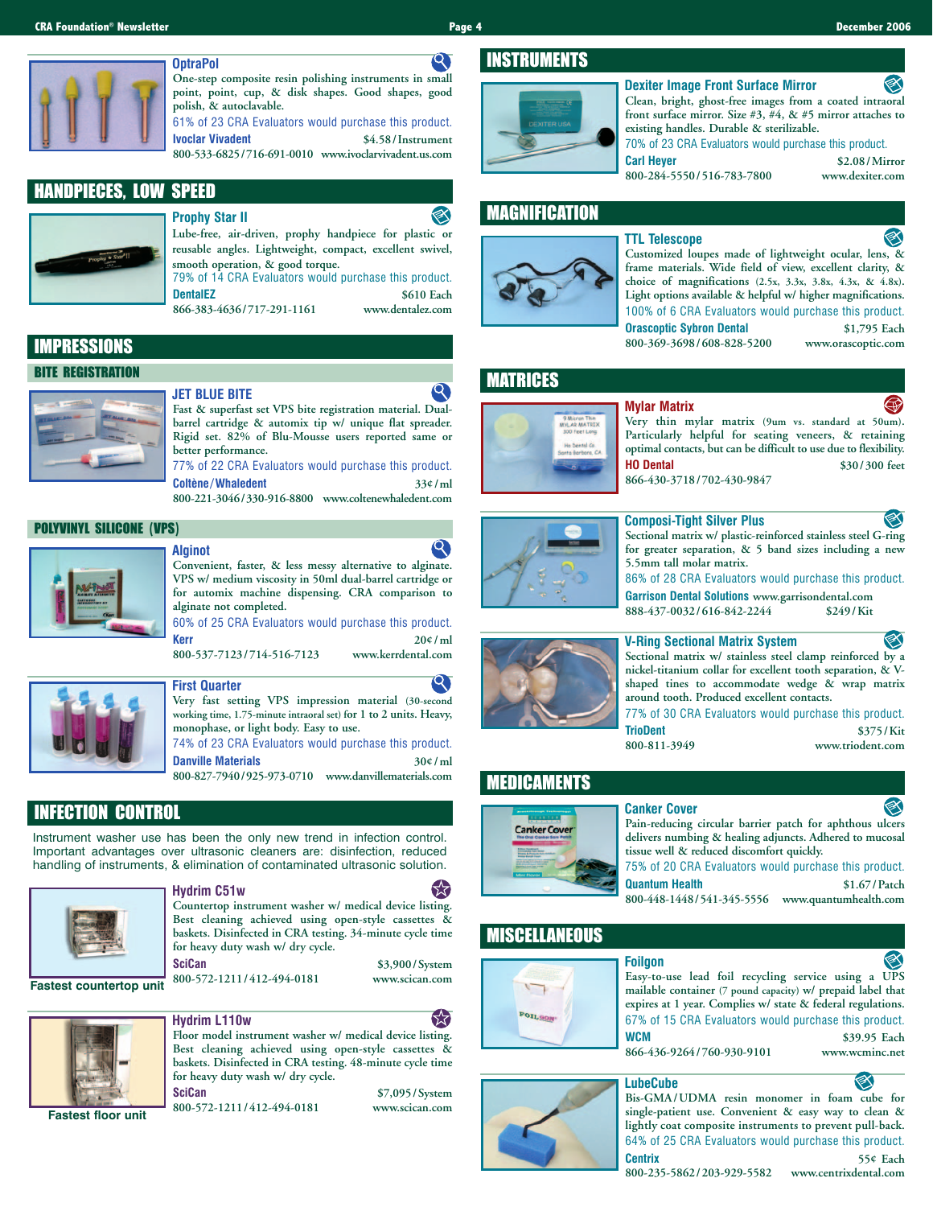### OptraPol

One-step composite resin polishing instruments in small point, point, cup, & disk shapes. Good shapes, good polish, & autoclavable.

61% of 23 CRA Evaluators would purchase this product.

**Ivoclar Vivadent** $4.58/Instrument
800-533-6825/716-691-0010 www.ivoclarvivadent.us.com

## HANDPIECES, LOW SPEED

### Prophy Star II

Lube-free, air-driven, prophy handpiece for plastic or reusable angles. Lightweight, compact, excellent swivel, smooth operation, & good torque.

79% of 14 CRA Evaluators would purchase this product.

**DentalEZ** $610 Each
866-383-4636/717-291-1161 www.dentalez.com

## IMPRESSIONS

### BITE REGISTRATION

### JET BLUE BITE

Fast & superfast set VPS bite registration material. Dual-barrel cartridge & automix tip w/ unique flat spreader. Rigid set. 82% of Blu-Mousse users reported same or better performance.

77% of 22 CRA Evaluators would purchase this product.

**Coltène/Whaledent** 33¢/ml
800-221-3046/330-916-8800 www.coltenewhaledent.com

### POLYVINYL SILICONE (VPS)

### Alginot

Convenient, faster, & less messy alternative to alginate. VPS w/ medium viscosity in 50ml dual-barrel cartridge or for automix machine dispensing. CRA comparison to alginate not completed.

60% of 25 CRA Evaluators would purchase this product.

**Kerr** 20¢/ml
800-537-7123/714-516-7123 www.kerrdental.com

### First Quarter

Very fast setting VPS impression material (30-second working time, 1.75-minute intraoral set) for 1 to 2 units. Heavy, monophase, or light body. Easy to use.

74% of 23 CRA Evaluators would purchase this product.

**Danville Materials** 30¢/ml
800-827-7940/925-973-0710 www.danvillematerials.com

## INFECTION CONTROL

Instrument washer use has been the only new trend in infection control. Important advantages over ultrasonic cleaners are: disinfection, reduced handling of instruments, & elimination of contaminated ultrasonic solution.

### Hydrim C51w

Countertop instrument washer w/ medical device listing. Best cleaning achieved using open-style cassettes & baskets. Disinfected in CRA testing. 34-minute cycle time for heavy duty wash w/ dry cycle.

**SciCan** $3,900/System
800-572-1211/412-494-0181 www.scican.com

Fastest countertop unit

### Hydrim L110w

Floor model instrument washer w/ medical device listing. Best cleaning achieved using open-style cassettes & baskets. Disinfected in CRA testing. 48-minute cycle time for heavy duty wash w/ dry cycle.

**SciCan** $7,095/System
800-572-1211/412-494-0181 www.scican.com

Fastest floor unit

## INSTRUMENTS

### Dexiter Image Front Surface Mirror

Clean, bright, ghost-free images from a coated intraoral front surface mirror. Size #3, #4, & #5 mirror attaches to existing handles. Durable & sterilizable.

70% of 23 CRA Evaluators would purchase this product.

**Carl Heyer** $2.08/Mirror
800-284-5550/516-783-7800 www.dexiter.com

## MAGNIFICATION

### TTL Telescope

Customized loupes made of lightweight ocular, lens, & frame materials. Wide field of view, excellent clarity, & choice of magnifications (2.5x, 3.3x, 3.8x, 4.3x, & 4.8x). Light options available & helpful w/ higher magnifications.

100% of 6 CRA Evaluators would purchase this product.

**Orascoptic Sybron Dental** $1,795 Each
800-369-3698/608-828-5200 www.orascoptic.com

## MATRICES

### Mylar Matrix

Very thin mylar matrix (9um vs. standard at 50um). Particularly helpful for seating veneers, & retaining optimal contacts, but can be difficult to use due to flexibility.

**HO Dental** $30/300 feet
866-430-3718/702-430-9847

### Composi-Tight Silver Plus

Sectional matrix w/ plastic-reinforced stainless steel G-ring for greater separation, & 5 band sizes including a new 5.5mm tall molar matrix.

86% of 28 CRA Evaluators would purchase this product.

**Garrison Dental Solutions** www.garrisondental.com
888-437-0032/616-842-2244 $249/Kit

### V-Ring Sectional Matrix System

Sectional matrix w/ stainless steel clamp reinforced by a nickel-titanium collar for excellent tooth separation, & V-shaped tines to accommodate wedge & wrap matrix around tooth. Produced excellent contacts.

77% of 30 CRA Evaluators would purchase this product.

**TrioDent** $375/Kit
800-811-3949 www.triodent.com

## MEDICAMENTS

### Canker Cover

Pain-reducing circular barrier patch for aphthous ulcers delivers numbing & healing adjuncts. Adhered to mucosal tissue well & reduced discomfort quickly.

75% of 20 CRA Evaluators would purchase this product.

**Quantum Health** $1.67/Patch
800-448-1448/541-345-5556 www.quantumhealth.com

## MISCELLANEOUS

### Foilgon

Easy-to-use lead foil recycling service using a UPS mailable container (7 pound capacity) w/ prepaid label that expires at 1 year. Complies w/ state & federal regulations.

67% of 15 CRA Evaluators would purchase this product.

**WCM** $39.95 Each
866-436-9264/760-930-9101 www.wcminc.net

### LubeCube

Bis-GMA/UDMA resin monomer in foam cube for single-patient use. Convenient & easy way to clean & lightly coat composite instruments to prevent pull-back.

64% of 25 CRA Evaluators would purchase this product.

**Centrix** 55¢ Each
800-235-5862/203-929-5582 www.centrixdental.com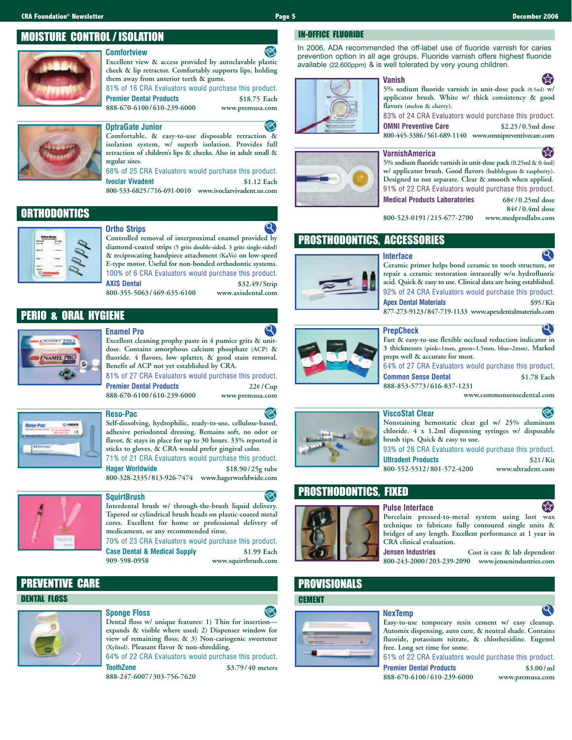## MOISTURE CONTROL / ISOLATION

### Comfortview

Excellent view & access provided by autoclavable plastic cheek & lip retractor. Comfortably supports lips, holding them away from anterior teeth & gums.

81% of 16 CRA Evaluators would purchase this product.

**Premier Dental Products** — $18.75 Each

888-670-6100 / 610-239-6000 — www.premusa.com

### OptraGate Junior

Comfortable, & easy-to-use disposable retraction & isolation system, w/ superb isolation. Provides full retraction of children's lips & cheeks. Also in adult small & regular sizes.

68% of 25 CRA Evaluators would purchase this product.

**Ivoclar Vivadent** — $1.12 Each

800-533-6825 / 716-691-0010 — www.ivoclarvivadent.us.com

## ORTHODONTICS

### Ortho Strips

Controlled removal of interproximal enamel provided by diamond-coated strips (5 grits double-sided, 3 grits single-sided) & reciprocating handpiece attachment (KaVo) on low-speed E-type motor. Useful for non-bonded orthodontic systems.

100% of 6 CRA Evaluators would purchase this product.

**AXIS Dental** — $32.49 / Strip

800-355-5063 / 469-635-6100 — www.axisdental.com

## PERIO & ORAL HYGIENE

### Enamel Pro

Excellent cleaning prophy paste in 4 pumice grits & unit-dose. Contains amorphous calcium phosphate (ACP) & fluoride. 4 flavors, low splatter, & good stain removal. Benefit of ACP not yet established by CRA.

81% of 27 CRA Evaluators would purchase this product.

**Premier Dental Products** — 22¢ / Cup

888-670-6100 / 610-239-6000 — www.premusa.com

### Reso-Pac

Self-dissolving, hydrophilic, ready-to-use, cellulose-based, adhesive periodontal dressing. Remains soft, no odor or flavor, & stays in place for up to 30 hours. 33% reported it sticks to gloves, & CRA would prefer gingival color.

71% of 21 CRA Evaluators would purchase this product.

**Hager Worldwide** — $18.90 / 25g tube

800-328-2335 / 813-926-7474 — www.hagerworldwide.com

### SquirtBrush

Interdental brush w/ through-the-brush liquid delivery. Tapered or cylindrical brush heads on plastic-coated metal cores. Excellent for home or professional delivery of medicament, or any recommended rinse.

70% of 23 CRA Evaluators would purchase this product.

**Case Dental & Medical Supply** — $1.99 Each

909-598-0958 — www.squirtbrush.com

## PREVENTIVE CARE

### DENTAL FLOSS

#### Sponge Floss

Dental floss w/ unique features: 1) Thin for insertion—expands & visible where used; 2) Dispenser window for view of remaining floss; & 3) Non-cariogenic sweetener (Xylitol). Pleasant flavor & non-shredding.

64% of 22 CRA Evaluators would purchase this product.

**ToothZone** — $3.79 / 40 meters

888-247-6007 / 303-756-7620

### IN-OFFICE FLUORIDE

In 2006, ADA recommended the off-label use of fluoride varnish for caries prevention option in all age groups. Fluoride varnish offers highest fluoride available (22,600ppm) & is well tolerated by very young children.

#### Vanish

5% sodium fluoride varnish in unit-dose pack (0.5ml) w/ applicator brush. White w/ thick consistency & good flavors (melon & cherry).

83% of 24 CRA Evaluators would purchase this product.

**OMNI Preventive Care** — $2.25 / 0.5ml dose

800-445-3386 / 561-689-1140 — www.omnipreventivecare.com

#### VarnishAmerica

5% sodium fluoride varnish in unit-dose pack (0.25ml & 0.4ml) w/ applicator brush. Good flavors (bubblegum & raspberry). Designed to not separate. Clear & smooth when applied.

91% of 22 CRA Evaluators would purchase this product.

**Medical Products Laboratories** — 68¢ / 0.25ml dose; 84¢ / 0.4ml dose

800-523-0191 / 215-677-2700 — www.medprodlabs.com

## PROSTHODONTICS, ACCESSORIES

### Interface

Ceramic primer helps bond ceramic to tooth structure, or repair a ceramic restoration intraorally w/o hydrofluoric acid. Quick & easy to use. Clinical data are being established.

92% of 24 CRA Evaluators would purchase this product.

**Apex Dental Materials** — $95 / Kit

877-273-9123 / 847-719-1133 — www.apexdentalmaterials.com

### PrepCheck

Fast & easy-to-use flexible occlusal reduction indicator in 3 thicknesses (pink=1mm, green=1.5mm, blue=2mm). Marked preps well & accurate for most.

64% of 27 CRA Evaluators would purchase this product.

**Common Sense Dental** — $1.78 Each

888-853-5773 / 616-837-1231

www.commonsensedental.com

### ViscoStat Clear

Nonstaining hemostatic clear gel w/ 25% aluminum chloride. 4 x 1.2ml dispensing syringes w/ disposable brush tips. Quick & easy to use.

93% of 28 CRA Evaluators would purchase this product.

**Ultradent Products** — $21 / Kit

800-552-5512 / 801-572-4200 — www.ultradent.com

## PROSTHODONTICS, FIXED

### Pulse Interface

Porcelain pressed-to-metal system using lost wax technique to fabricate fully contoured single units & bridges of any length. Excellent performance at 1 year in CRA evaluation.

**Jensen Industries** — Cost is case & lab dependent

800-243-2000 / 203-239-2090 — www.jensenindustries.com

## PROVISIONALS

### CEMENT

#### NexTemp

Easy-to-use temporary resin cement w/ easy cleanup. Automix dispensing, auto cure, & neutral shade. Contains fluoride, potassium nitrate, & chlorhexidine. Eugenol free. Long set time for some.

61% of 22 CRA Evaluators would purchase this product.

**Premier Dental Products** — $3.00 / ml

888-670-6100 / 610-239-6000 — www.premusa.com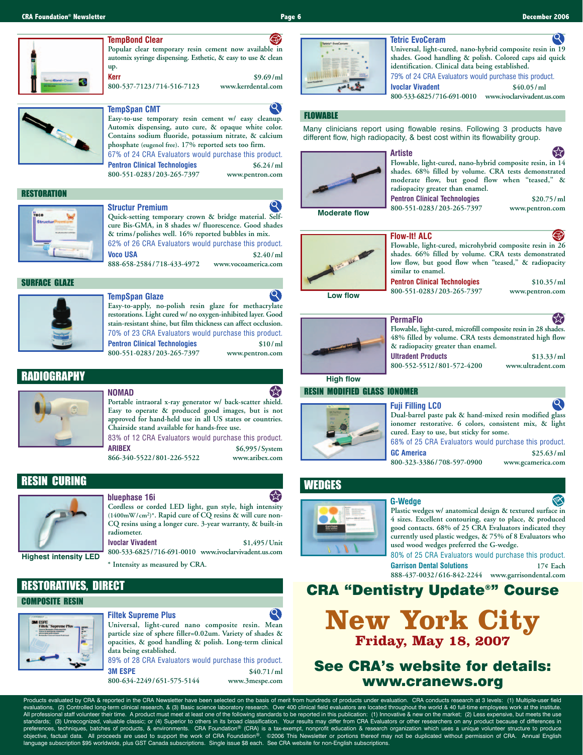### TempBond Clear

Popular clear temporary resin cement now available in automix syringe dispensing. Esthetic, & easy to use & clean up.

**Kerr** $9.69/ml
800-537-7123/714-516-7123 www.kerrdental.com

### TempSpan CMT

Easy-to-use temporary resin cement w/ easy cleanup. Automix dispensing, auto cure, & opaque white color. Contains sodium fluoride, potassium nitrate, & calcium phosphate (eugenol free). 17% reported sets too firm.

67% of 24 CRA Evaluators would purchase this product.

**Pentron Clinical Technologies** $6.24/ml
800-551-0283/203-265-7397 www.pentron.com

## RESTORATION

### Structur Premium

Quick-setting temporary crown & bridge material. Self-cure Bis-GMA, in 8 shades w/ fluorescence. Good shades & trims/polishes well. 16% reported bubbles in mix.

62% of 26 CRA Evaluators would purchase this product.

**Voco USA** $2.40/ml
888-658-2584/718-433-4972 www.vocoamerica.com

## SURFACE GLAZE

### TempSpan Glaze

Easy-to-apply, no-polish resin glaze for methacrylate restorations. Light cured w/ no oxygen-inhibited layer. Good stain-resistant shine, but film thickness can affect occlusion.

70% of 23 CRA Evaluators would purchase this product.

**Pentron Clinical Technologies** $10/ml
800-551-0283/203-265-7397 www.pentron.com

# RADIOGRAPHY

### NOMAD

Portable intraoral x-ray generator w/ back-scatter shield. Easy to operate & produced good images, but is not approved for hand-held use in all US states or countries. Chairside stand available for hands-free use.

83% of 12 CRA Evaluators would purchase this product.

**ARIBEX** $6,995/System
866-340-5522/801-226-5522 www.aribex.com

# RESIN CURING

### bluephase 16i

Cordless or corded LED light, gun style, high intensity (1400mW/cm²)*. Rapid cure of CQ resins & will cure non-CQ resins using a longer cure. 3-year warranty, & built-in radiometer.

**Ivoclar Vivadent** $1,495/Unit
800-533-6825/716-691-0010 www.ivoclarvivadent.us.com

Highest intensity LED

\* Intensity as measured by CRA.

# RESTORATIVES, DIRECT

## COMPOSITE RESIN

### Filtek Supreme Plus

Universal, light-cured nano composite resin. Mean particle size of sphere filler=0.02um. Variety of shades & opacities, & good handling & polish. Long-term clinical data being established.

89% of 28 CRA Evaluators would purchase this product.

**3M ESPE** $40.71/ml
800-634-2249/651-575-5144 www.3mespe.com

### Tetric EvoCeram

Universal, light-cured, nano-hybrid composite resin in 19 shades. Good handling & polish. Colored caps aid quick identification. Clinical data being established.

79% of 24 CRA Evaluators would purchase this product.

**Ivoclar Vivadent** $40.05/ml
800-533-6825/716-691-0010 www.ivoclarvivadent.us.com

## FLOWABLE

Many clinicians report using flowable resins. Following 3 products have different flow, high radiopacity, & best cost within its flowability group.

### Artiste

Flowable, light-cured, nano-hybrid composite resin, in 14 shades. 68% filled by volume. CRA tests demonstrated moderate flow, but good flow when "teased," & radiopacity greater than enamel.

**Pentron Clinical Technologies** $20.75/ml
800-551-0283/203-265-7397 www.pentron.com

Moderate flow

### Flow-It! ALC

Flowable, light-cured, microhybrid composite resin in 26 shades. 66% filled by volume. CRA tests demonstrated low flow, but good flow when "teased," & radiopacity similar to enamel.

**Pentron Clinical Technologies** $10.35/ml
800-551-0283/203-265-7397 www.pentron.com

Low flow

### PermaFlo

Flowable, light-cured, microfill composite resin in 28 shades. 48% filled by volume. CRA tests demonstrated high flow & radiopacity greater than enamel.

**Ultradent Products** $13.33/ml
800-552-5512/801-572-4200 www.ultradent.com

High flow

## RESIN MODIFIED GLASS IONOMER

### Fuji Filling LCO

Dual-barrel paste pak & hand-mixed resin modified glass ionomer restorative. 6 colors, consistent mix, & light cured. Easy to use, but sticky for some.

68% of 25 CRA Evaluators would purchase this product.

**GC America** $25.63/ml
800-323-3386/708-597-0900 www.gcamerica.com

# WEDGES

### G-Wedge

Plastic wedges w/ anatomical design & textured surface in 4 sizes. Excellent contouring, easy to place, & produced good contacts. 68% of 25 CRA Evaluators indicated they currently used plastic wedges, & 75% of 8 Evaluators who used wood wedges preferred the G-wedge.

80% of 25 CRA Evaluators would purchase this product.

**Garrison Dental Solutions** 17¢ Each
888-437-0032/616-842-2244 www.garrisondental.com

## CRA "Dentistry Update®" Course

# New York City

**Friday, May 18, 2007**

**See CRA's website for details: www.cranews.org**

Products evaluated by CRA & reported in the CRA Newsletter have been selected on the basis of merit from hundreds of products under evaluation. CRA conducts research at 3 levels: (1) Multiple-user field evaluations, (2) Controlled long-term clinical research, & (3) Basic science laboratory research. Over 400 clinical field evaluators are located throughout the world & 40 full-time employees work at the institute. All professional staff volunteer their time. A product must meet at least one of the following standards to be reported in this publication: (1) Innovative & new on the market; (2) Less expensive, but meets the use standards; (3) Unrecognized, valuable classic; or (4) Superior to others in its broad classification. Your results may differ from CRA Evaluators or other researchers on any product because of differences in preferences, techniques, batches of products, & environments. CRA Foundation® (CRA) is a tax-exempt, nonprofit education & research organization which uses a unique volunteer structure to produce objective, factual data. All proceeds are used to support the work of CRA Foundation®. ©2006 This Newsletter or portions thereof may not be duplicated without permission of CRA. Annual English language subscription $95 worldwide, plus GST Canada subscriptions. Single issue $8 each. See CRA website for non-English subscriptions.